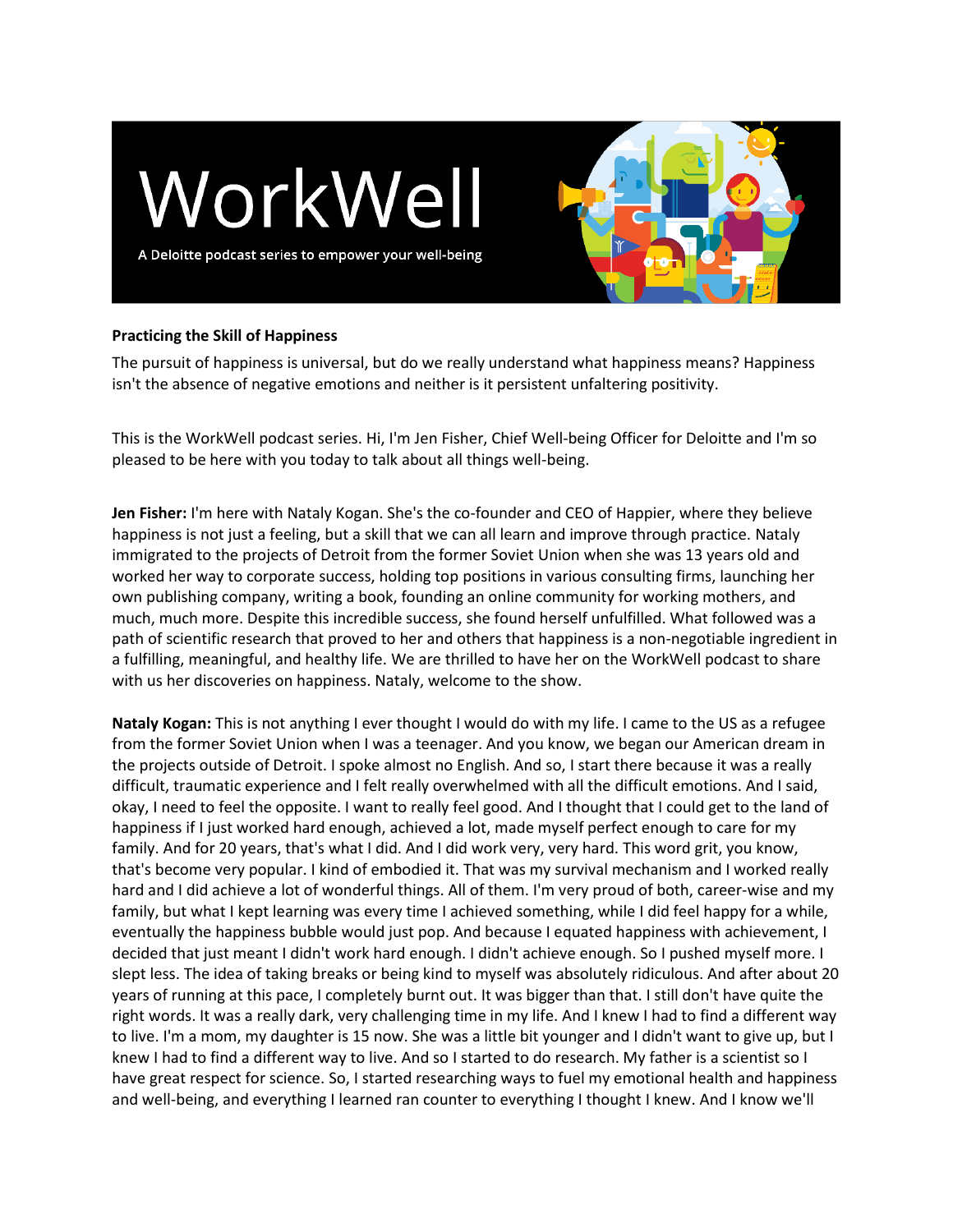# WorkWell

A Deloitte podcast series to empower your well-being

**Practicing the Skill of Happiness**

The pursuit of happiness is universal, but do we really understand what happiness means? Happiness isn't the absence of negative emotions and neither is it persistent unfaltering positivity.

This is the WorkWell podcast series. Hi, I'm Jen Fisher, Chief Well-being Officer for Deloitte and I'm so pleased to be here with you today to talk about all things well-being.

**Jen Fisher:** I'm here with Nataly Kogan. She's the co-founder and CEO of Happier, where they believe happiness is not just a feeling, but a skill that we can all learn and improve through practice. Nataly immigrated to the projects of Detroit from the former Soviet Union when she was 13 years old and worked her way to corporate success, holding top positions in various consulting firms, launching her own publishing company, writing a book, founding an online community for working mothers, and much, much more. Despite this incredible success, she found herself unfulfilled. What followed was a path of scientific research that proved to her and others that happiness is a non-negotiable ingredient in a fulfilling, meaningful, and healthy life. We are thrilled to have her on the WorkWell podcast to share with us her discoveries on happiness. Nataly, welcome to the show.

**Nataly Kogan:** This is not anything I ever thought I would do with my life. I came to the US as a refugee from the former Soviet Union when I was a teenager. And you know, we began our American dream in the projects outside of Detroit. I spoke almost no English. And so, I start there because it was a really difficult, traumatic experience and I felt really overwhelmed with all the difficult emotions. And I said, okay, I need to feel the opposite. I want to really feel good. And I thought that I could get to the land of happiness if I just worked hard enough, achieved a lot, made myself perfect enough to care for my family. And for 20 years, that's what I did. And I did work very, very hard. This word grit, you know, that's become very popular. I kind of embodied it. That was my survival mechanism and I worked really hard and I did achieve a lot of wonderful things. All of them. I'm very proud of both, career-wise and my family, but what I kept learning was every time I achieved something, while I did feel happy for a while, eventually the happiness bubble would just pop. And because I equated happiness with achievement, I decided that just meant I didn't work hard enough. I didn't achieve enough. So I pushed myself more. I slept less. The idea of taking breaks or being kind to myself was absolutely ridiculous. And after about 20 years of running at this pace, I completely burnt out. It was bigger than that. I still don't have quite the right words. It was a really dark, very challenging time in my life. And I knew I had to find a different way to live. I'm a mom, my daughter is 15 now. She was a little bit younger and I didn't want to give up, but I knew I had to find a different way to live. And so I started to do research. My father is a scientist so I have great respect for science. So, I started researching ways to fuel my emotional health and happiness and well-being, and everything I learned ran counter to everything I thought I knew. And I know we'll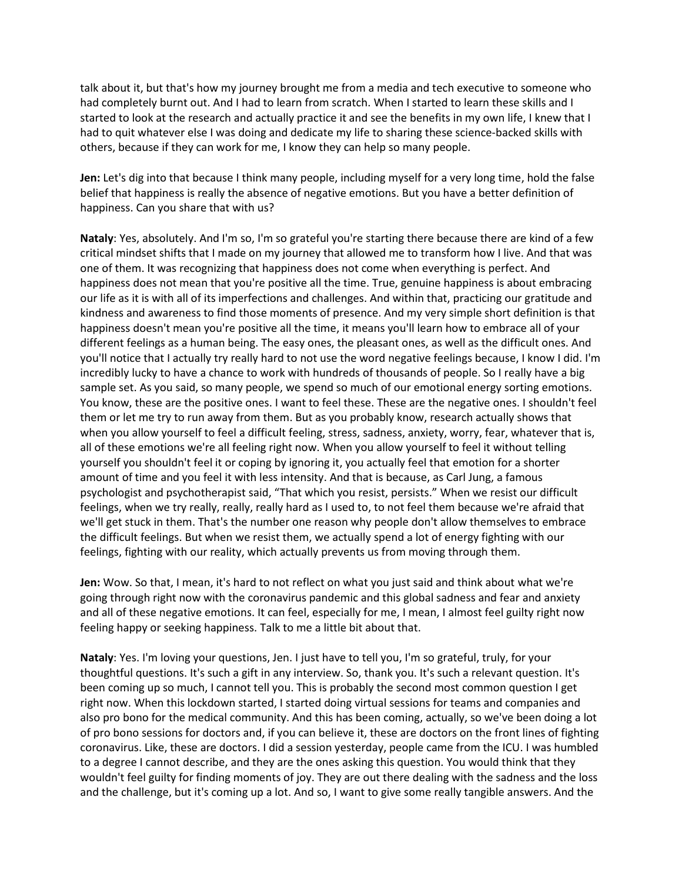talk about it, but that's how my journey brought me from a media and tech executive to someone who had completely burnt out. And I had to learn from scratch. When I started to learn these skills and I started to look at the research and actually practice it and see the benefits in my own life, I knew that I had to quit whatever else I was doing and dedicate my life to sharing these science-backed skills with others, because if they can work for me, I know they can help so many people.

**Jen:** Let's dig into that because I think many people, including myself for a very long time, hold the false belief that happiness is really the absence of negative emotions. But you have a better definition of happiness. Can you share that with us?

**Nataly**: Yes, absolutely. And I'm so, I'm so grateful you're starting there because there are kind of a few critical mindset shifts that I made on my journey that allowed me to transform how I live. And that was one of them. It was recognizing that happiness does not come when everything is perfect. And happiness does not mean that you're positive all the time. True, genuine happiness is about embracing our life as it is with all of its imperfections and challenges. And within that, practicing our gratitude and kindness and awareness to find those moments of presence. And my very simple short definition is that happiness doesn't mean you're positive all the time, it means you'll learn how to embrace all of your different feelings as a human being. The easy ones, the pleasant ones, as well as the difficult ones. And you'll notice that I actually try really hard to not use the word negative feelings because, I know I did. I'm incredibly lucky to have a chance to work with hundreds of thousands of people. So I really have a big sample set. As you said, so many people, we spend so much of our emotional energy sorting emotions. You know, these are the positive ones. I want to feel these. These are the negative ones. I shouldn't feel them or let me try to run away from them. But as you probably know, research actually shows that when you allow yourself to feel a difficult feeling, stress, sadness, anxiety, worry, fear, whatever that is, all of these emotions we're all feeling right now. When you allow yourself to feel it without telling yourself you shouldn't feel it or coping by ignoring it, you actually feel that emotion for a shorter amount of time and you feel it with less intensity. And that is because, as Carl Jung, a famous psychologist and psychotherapist said, "That which you resist, persists." When we resist our difficult feelings, when we try really, really, really hard as I used to, to not feel them because we're afraid that we'll get stuck in them. That's the number one reason why people don't allow themselves to embrace the difficult feelings. But when we resist them, we actually spend a lot of energy fighting with our feelings, fighting with our reality, which actually prevents us from moving through them.

**Jen:** Wow. So that, I mean, it's hard to not reflect on what you just said and think about what we're going through right now with the coronavirus pandemic and this global sadness and fear and anxiety and all of these negative emotions. It can feel, especially for me, I mean, I almost feel guilty right now feeling happy or seeking happiness. Talk to me a little bit about that.

**Nataly**: Yes. I'm loving your questions, Jen. I just have to tell you, I'm so grateful, truly, for your thoughtful questions. It's such a gift in any interview. So, thank you. It's such a relevant question. It's been coming up so much, I cannot tell you. This is probably the second most common question I get right now. When this lockdown started, I started doing virtual sessions for teams and companies and also pro bono for the medical community. And this has been coming, actually, so we've been doing a lot of pro bono sessions for doctors and, if you can believe it, these are doctors on the front lines of fighting coronavirus. Like, these are doctors. I did a session yesterday, people came from the ICU. I was humbled to a degree I cannot describe, and they are the ones asking this question. You would think that they wouldn't feel guilty for finding moments of joy. They are out there dealing with the sadness and the loss and the challenge, but it's coming up a lot. And so, I want to give some really tangible answers. And the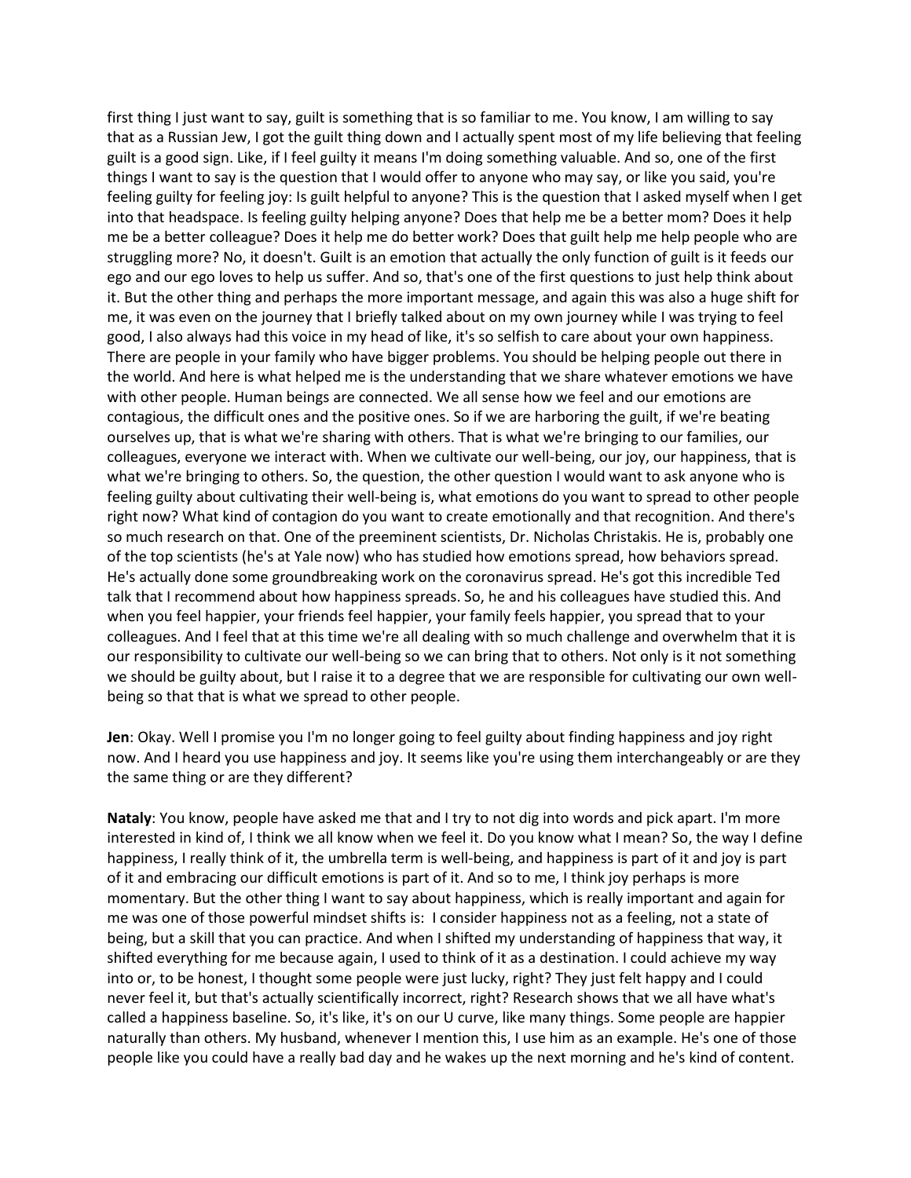first thing I just want to say, guilt is something that is so familiar to me. You know, I am willing to say that as a Russian Jew, I got the guilt thing down and I actually spent most of my life believing that feeling guilt is a good sign. Like, if I feel guilty it means I'm doing something valuable. And so, one of the first things I want to say is the question that I would offer to anyone who may say, or like you said, you're feeling guilty for feeling joy: Is guilt helpful to anyone? This is the question that I asked myself when I get into that headspace. Is feeling guilty helping anyone? Does that help me be a better mom? Does it help me be a better colleague? Does it help me do better work? Does that guilt help me help people who are struggling more? No, it doesn't. Guilt is an emotion that actually the only function of guilt is it feeds our ego and our ego loves to help us suffer. And so, that's one of the first questions to just help think about it. But the other thing and perhaps the more important message, and again this was also a huge shift for me, it was even on the journey that I briefly talked about on my own journey while I was trying to feel good, I also always had this voice in my head of like, it's so selfish to care about your own happiness. There are people in your family who have bigger problems. You should be helping people out there in the world. And here is what helped me is the understanding that we share whatever emotions we have with other people. Human beings are connected. We all sense how we feel and our emotions are contagious, the difficult ones and the positive ones. So if we are harboring the guilt, if we're beating ourselves up, that is what we're sharing with others. That is what we're bringing to our families, our colleagues, everyone we interact with. When we cultivate our well-being, our joy, our happiness, that is what we're bringing to others. So, the question, the other question I would want to ask anyone who is feeling guilty about cultivating their well-being is, what emotions do you want to spread to other people right now? What kind of contagion do you want to create emotionally and that recognition. And there's so much research on that. One of the preeminent scientists, Dr. Nicholas Christakis. He is, probably one of the top scientists (he's at Yale now) who has studied how emotions spread, how behaviors spread. He's actually done some groundbreaking work on the coronavirus spread. He's got this incredible Ted talk that I recommend about how happiness spreads. So, he and his colleagues have studied this. And when you feel happier, your friends feel happier, your family feels happier, you spread that to your colleagues. And I feel that at this time we're all dealing with so much challenge and overwhelm that it is our responsibility to cultivate our well-being so we can bring that to others. Not only is it not something we should be guilty about, but I raise it to a degree that we are responsible for cultivating our own well-being so that that is what we spread to other people.

**Jen**: Okay. Well I promise you I'm no longer going to feel guilty about finding happiness and joy right now. And I heard you use happiness and joy. It seems like you're using them interchangeably or are they the same thing or are they different?

**Nataly**: You know, people have asked me that and I try to not dig into words and pick apart. I'm more interested in kind of, I think we all know when we feel it. Do you know what I mean? So, the way I define happiness, I really think of it, the umbrella term is well-being, and happiness is part of it and joy is part of it and embracing our difficult emotions is part of it. And so to me, I think joy perhaps is more momentary. But the other thing I want to say about happiness, which is really important and again for me was one of those powerful mindset shifts is: I consider happiness not as a feeling, not a state of being, but a skill that you can practice. And when I shifted my understanding of happiness that way, it shifted everything for me because again, I used to think of it as a destination. I could achieve my way into or, to be honest, I thought some people were just lucky, right? They just felt happy and I could never feel it, but that's actually scientifically incorrect, right? Research shows that we all have what's called a happiness baseline. So, it's like, it's on our U curve, like many things. Some people are happier naturally than others. My husband, whenever I mention this, I use him as an example. He's one of those people like you could have a really bad day and he wakes up the next morning and he's kind of content.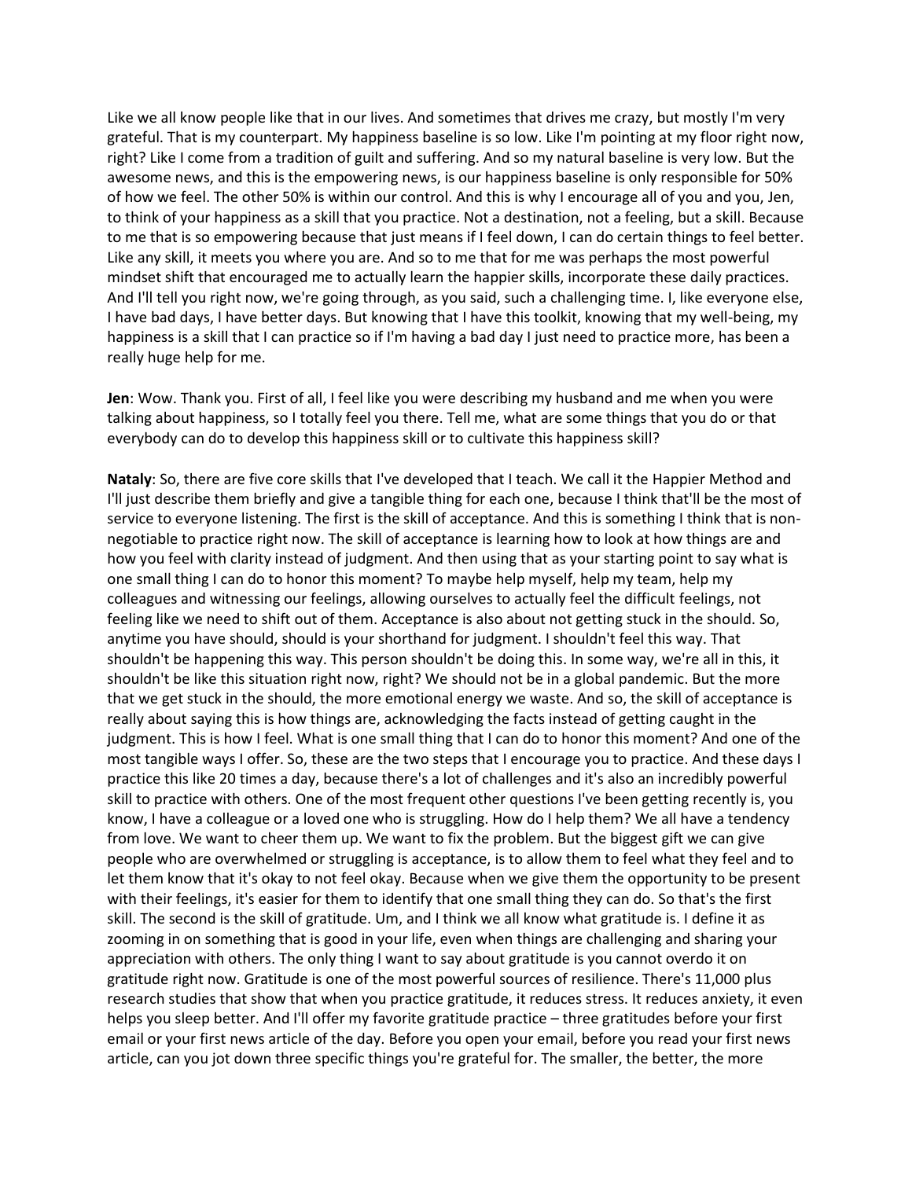Like we all know people like that in our lives. And sometimes that drives me crazy, but mostly I'm very grateful. That is my counterpart. My happiness baseline is so low. Like I'm pointing at my floor right now, right? Like I come from a tradition of guilt and suffering. And so my natural baseline is very low. But the awesome news, and this is the empowering news, is our happiness baseline is only responsible for 50% of how we feel. The other 50% is within our control. And this is why I encourage all of you and you, Jen, to think of your happiness as a skill that you practice. Not a destination, not a feeling, but a skill. Because to me that is so empowering because that just means if I feel down, I can do certain things to feel better. Like any skill, it meets you where you are. And so to me that for me was perhaps the most powerful mindset shift that encouraged me to actually learn the happier skills, incorporate these daily practices. And I'll tell you right now, we're going through, as you said, such a challenging time. I, like everyone else, I have bad days, I have better days. But knowing that I have this toolkit, knowing that my well-being, my happiness is a skill that I can practice so if I'm having a bad day I just need to practice more, has been a really huge help for me.

**Jen**: Wow. Thank you. First of all, I feel like you were describing my husband and me when you were talking about happiness, so I totally feel you there. Tell me, what are some things that you do or that everybody can do to develop this happiness skill or to cultivate this happiness skill?

**Nataly**: So, there are five core skills that I've developed that I teach. We call it the Happier Method and I'll just describe them briefly and give a tangible thing for each one, because I think that'll be the most of service to everyone listening. The first is the skill of acceptance. And this is something I think that is non-negotiable to practice right now. The skill of acceptance is learning how to look at how things are and how you feel with clarity instead of judgment. And then using that as your starting point to say what is one small thing I can do to honor this moment? To maybe help myself, help my team, help my colleagues and witnessing our feelings, allowing ourselves to actually feel the difficult feelings, not feeling like we need to shift out of them. Acceptance is also about not getting stuck in the should. So, anytime you have should, should is your shorthand for judgment. I shouldn't feel this way. That shouldn't be happening this way. This person shouldn't be doing this. In some way, we're all in this, it shouldn't be like this situation right now, right? We should not be in a global pandemic. But the more that we get stuck in the should, the more emotional energy we waste. And so, the skill of acceptance is really about saying this is how things are, acknowledging the facts instead of getting caught in the judgment. This is how I feel. What is one small thing that I can do to honor this moment? And one of the most tangible ways I offer. So, these are the two steps that I encourage you to practice. And these days I practice this like 20 times a day, because there's a lot of challenges and it's also an incredibly powerful skill to practice with others. One of the most frequent other questions I've been getting recently is, you know, I have a colleague or a loved one who is struggling. How do I help them? We all have a tendency from love. We want to cheer them up. We want to fix the problem. But the biggest gift we can give people who are overwhelmed or struggling is acceptance, is to allow them to feel what they feel and to let them know that it's okay to not feel okay. Because when we give them the opportunity to be present with their feelings, it's easier for them to identify that one small thing they can do. So that's the first skill. The second is the skill of gratitude. Um, and I think we all know what gratitude is. I define it as zooming in on something that is good in your life, even when things are challenging and sharing your appreciation with others. The only thing I want to say about gratitude is you cannot overdo it on gratitude right now. Gratitude is one of the most powerful sources of resilience. There's 11,000 plus research studies that show that when you practice gratitude, it reduces stress. It reduces anxiety, it even helps you sleep better. And I'll offer my favorite gratitude practice – three gratitudes before your first email or your first news article of the day. Before you open your email, before you read your first news article, can you jot down three specific things you're grateful for. The smaller, the better, the more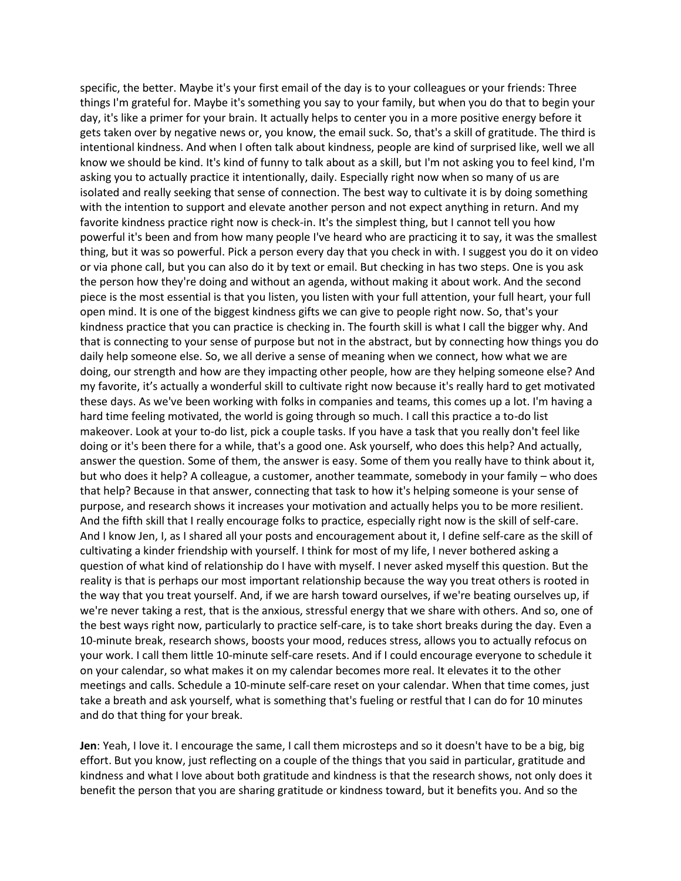specific, the better. Maybe it's your first email of the day is to your colleagues or your friends: Three things I'm grateful for. Maybe it's something you say to your family, but when you do that to begin your day, it's like a primer for your brain. It actually helps to center you in a more positive energy before it gets taken over by negative news or, you know, the email suck. So, that's a skill of gratitude. The third is intentional kindness. And when I often talk about kindness, people are kind of surprised like, well we all know we should be kind. It's kind of funny to talk about as a skill, but I'm not asking you to feel kind, I'm asking you to actually practice it intentionally, daily. Especially right now when so many of us are isolated and really seeking that sense of connection. The best way to cultivate it is by doing something with the intention to support and elevate another person and not expect anything in return. And my favorite kindness practice right now is check-in. It's the simplest thing, but I cannot tell you how powerful it's been and from how many people I've heard who are practicing it to say, it was the smallest thing, but it was so powerful. Pick a person every day that you check in with. I suggest you do it on video or via phone call, but you can also do it by text or email. But checking in has two steps. One is you ask the person how they're doing and without an agenda, without making it about work. And the second piece is the most essential is that you listen, you listen with your full attention, your full heart, your full open mind. It is one of the biggest kindness gifts we can give to people right now. So, that's your kindness practice that you can practice is checking in. The fourth skill is what I call the bigger why. And that is connecting to your sense of purpose but not in the abstract, but by connecting how things you do daily help someone else. So, we all derive a sense of meaning when we connect, how what we are doing, our strength and how are they impacting other people, how are they helping someone else? And my favorite, it's actually a wonderful skill to cultivate right now because it's really hard to get motivated these days. As we've been working with folks in companies and teams, this comes up a lot. I'm having a hard time feeling motivated, the world is going through so much. I call this practice a to-do list makeover. Look at your to-do list, pick a couple tasks. If you have a task that you really don't feel like doing or it's been there for a while, that's a good one. Ask yourself, who does this help? And actually, answer the question. Some of them, the answer is easy. Some of them you really have to think about it, but who does it help? A colleague, a customer, another teammate, somebody in your family – who does that help? Because in that answer, connecting that task to how it's helping someone is your sense of purpose, and research shows it increases your motivation and actually helps you to be more resilient. And the fifth skill that I really encourage folks to practice, especially right now is the skill of self-care. And I know Jen, I, as I shared all your posts and encouragement about it, I define self-care as the skill of cultivating a kinder friendship with yourself. I think for most of my life, I never bothered asking a question of what kind of relationship do I have with myself. I never asked myself this question. But the reality is that is perhaps our most important relationship because the way you treat others is rooted in the way that you treat yourself. And, if we are harsh toward ourselves, if we're beating ourselves up, if we're never taking a rest, that is the anxious, stressful energy that we share with others. And so, one of the best ways right now, particularly to practice self-care, is to take short breaks during the day. Even a 10-minute break, research shows, boosts your mood, reduces stress, allows you to actually refocus on your work. I call them little 10-minute self-care resets. And if I could encourage everyone to schedule it on your calendar, so what makes it on my calendar becomes more real. It elevates it to the other meetings and calls. Schedule a 10-minute self-care reset on your calendar. When that time comes, just take a breath and ask yourself, what is something that's fueling or restful that I can do for 10 minutes and do that thing for your break.

**Jen**: Yeah, I love it. I encourage the same, I call them microsteps and so it doesn't have to be a big, big effort. But you know, just reflecting on a couple of the things that you said in particular, gratitude and kindness and what I love about both gratitude and kindness is that the research shows, not only does it benefit the person that you are sharing gratitude or kindness toward, but it benefits you. And so the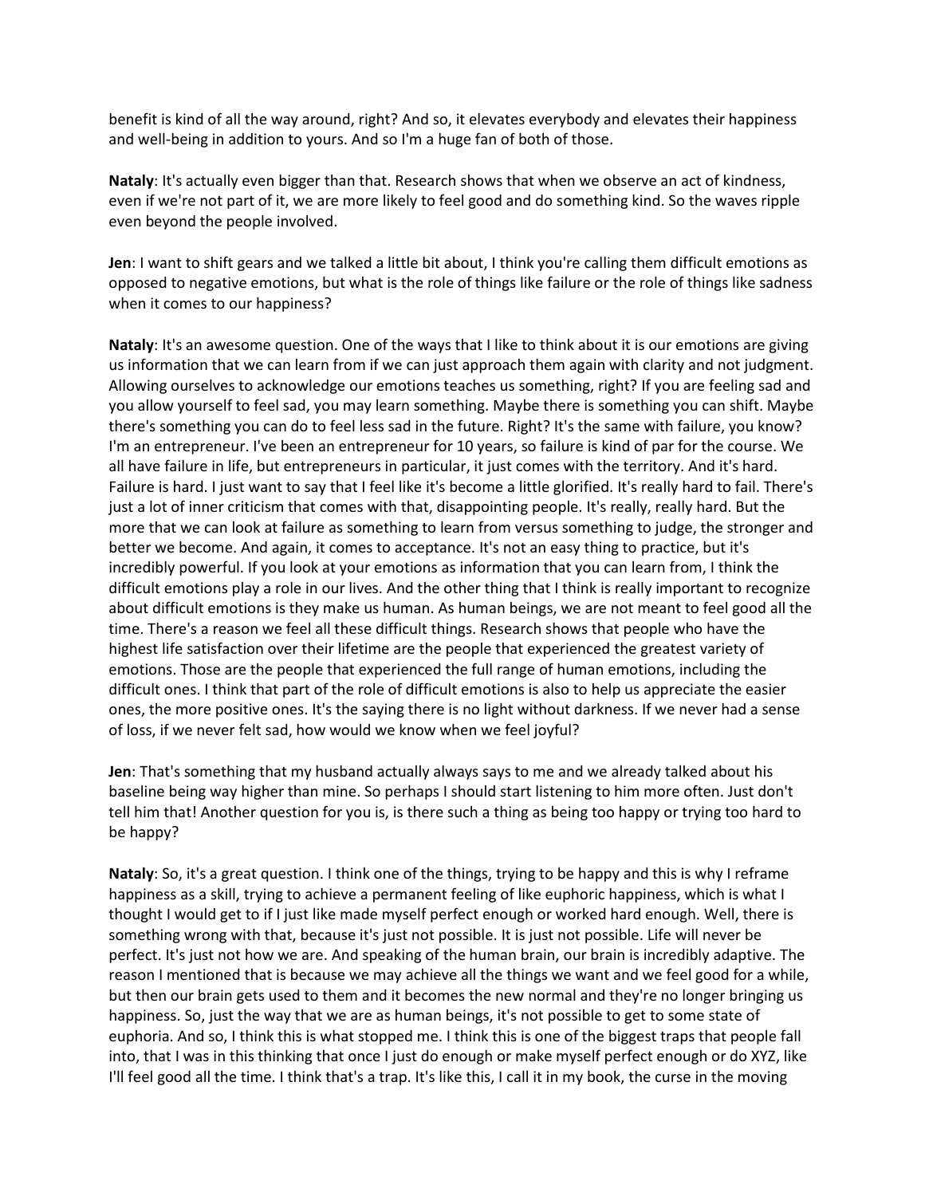benefit is kind of all the way around, right? And so, it elevates everybody and elevates their happiness and well-being in addition to yours. And so I'm a huge fan of both of those.

**Nataly**: It's actually even bigger than that. Research shows that when we observe an act of kindness, even if we're not part of it, we are more likely to feel good and do something kind. So the waves ripple even beyond the people involved.

**Jen**: I want to shift gears and we talked a little bit about, I think you're calling them difficult emotions as opposed to negative emotions, but what is the role of things like failure or the role of things like sadness when it comes to our happiness?

**Nataly**: It's an awesome question. One of the ways that I like to think about it is our emotions are giving us information that we can learn from if we can just approach them again with clarity and not judgment. Allowing ourselves to acknowledge our emotions teaches us something, right? If you are feeling sad and you allow yourself to feel sad, you may learn something. Maybe there is something you can shift. Maybe there's something you can do to feel less sad in the future. Right? It's the same with failure, you know? I'm an entrepreneur. I've been an entrepreneur for 10 years, so failure is kind of par for the course. We all have failure in life, but entrepreneurs in particular, it just comes with the territory. And it's hard. Failure is hard. I just want to say that I feel like it's become a little glorified. It's really hard to fail. There's just a lot of inner criticism that comes with that, disappointing people. It's really, really hard. But the more that we can look at failure as something to learn from versus something to judge, the stronger and better we become. And again, it comes to acceptance. It's not an easy thing to practice, but it's incredibly powerful. If you look at your emotions as information that you can learn from, I think the difficult emotions play a role in our lives. And the other thing that I think is really important to recognize about difficult emotions is they make us human. As human beings, we are not meant to feel good all the time. There's a reason we feel all these difficult things. Research shows that people who have the highest life satisfaction over their lifetime are the people that experienced the greatest variety of emotions. Those are the people that experienced the full range of human emotions, including the difficult ones. I think that part of the role of difficult emotions is also to help us appreciate the easier ones, the more positive ones. It's the saying there is no light without darkness. If we never had a sense of loss, if we never felt sad, how would we know when we feel joyful?

**Jen**: That's something that my husband actually always says to me and we already talked about his baseline being way higher than mine. So perhaps I should start listening to him more often. Just don't tell him that! Another question for you is, is there such a thing as being too happy or trying too hard to be happy?

**Nataly**: So, it's a great question. I think one of the things, trying to be happy and this is why I reframe happiness as a skill, trying to achieve a permanent feeling of like euphoric happiness, which is what I thought I would get to if I just like made myself perfect enough or worked hard enough. Well, there is something wrong with that, because it's just not possible. It is just not possible. Life will never be perfect. It's just not how we are. And speaking of the human brain, our brain is incredibly adaptive. The reason I mentioned that is because we may achieve all the things we want and we feel good for a while, but then our brain gets used to them and it becomes the new normal and they're no longer bringing us happiness. So, just the way that we are as human beings, it's not possible to get to some state of euphoria. And so, I think this is what stopped me. I think this is one of the biggest traps that people fall into, that I was in this thinking that once I just do enough or make myself perfect enough or do XYZ, like I'll feel good all the time. I think that's a trap. It's like this, I call it in my book, the curse in the moving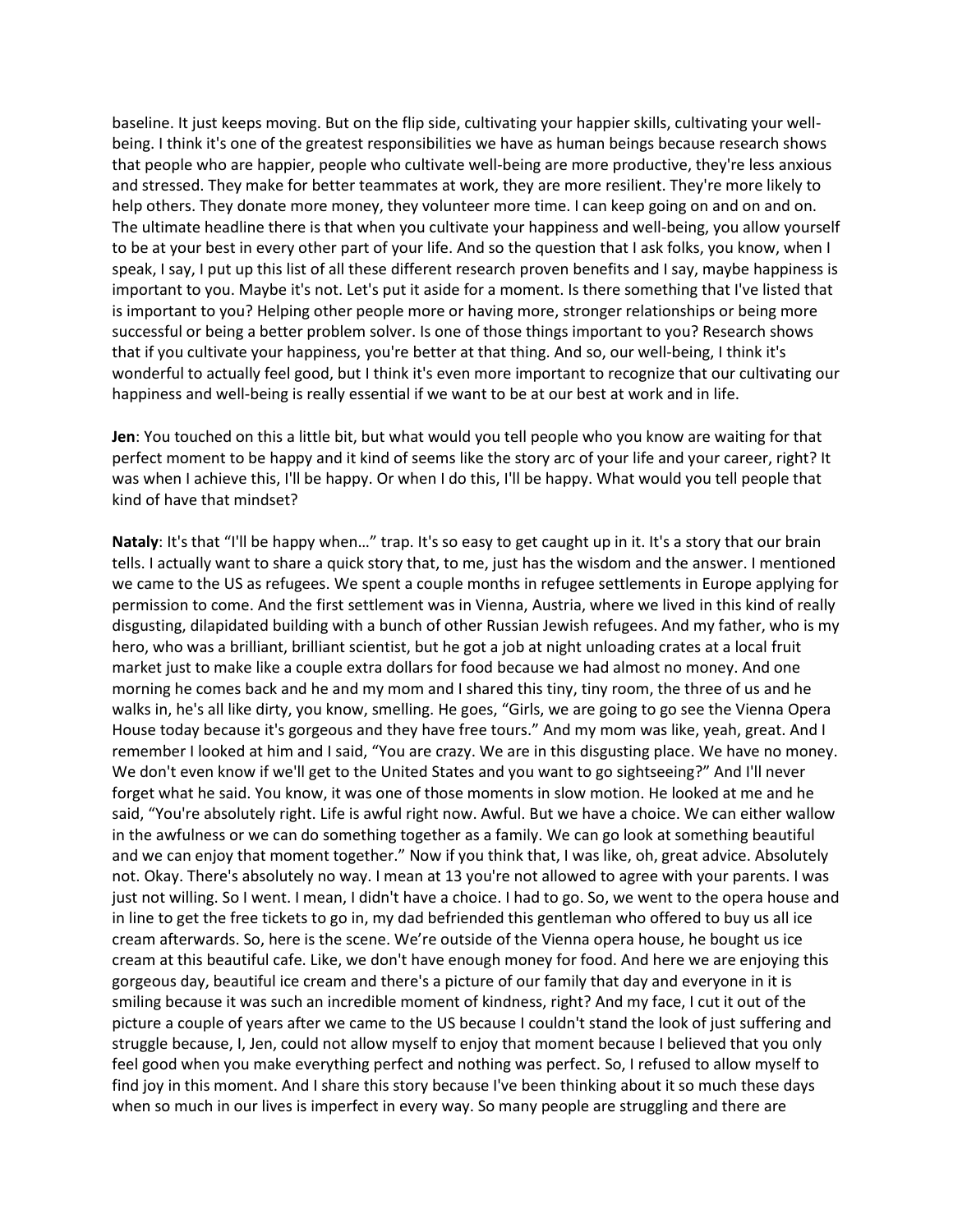baseline. It just keeps moving. But on the flip side, cultivating your happier skills, cultivating your well-being. I think it's one of the greatest responsibilities we have as human beings because research shows that people who are happier, people who cultivate well-being are more productive, they're less anxious and stressed. They make for better teammates at work, they are more resilient. They're more likely to help others. They donate more money, they volunteer more time. I can keep going on and on and on. The ultimate headline there is that when you cultivate your happiness and well-being, you allow yourself to be at your best in every other part of your life. And so the question that I ask folks, you know, when I speak, I say, I put up this list of all these different research proven benefits and I say, maybe happiness is important to you. Maybe it's not. Let's put it aside for a moment. Is there something that I've listed that is important to you? Helping other people more or having more, stronger relationships or being more successful or being a better problem solver. Is one of those things important to you? Research shows that if you cultivate your happiness, you're better at that thing. And so, our well-being, I think it's wonderful to actually feel good, but I think it's even more important to recognize that our cultivating our happiness and well-being is really essential if we want to be at our best at work and in life.

**Jen**: You touched on this a little bit, but what would you tell people who you know are waiting for that perfect moment to be happy and it kind of seems like the story arc of your life and your career, right? It was when I achieve this, I'll be happy. Or when I do this, I'll be happy. What would you tell people that kind of have that mindset?

**Nataly**: It's that "I'll be happy when…" trap. It's so easy to get caught up in it. It's a story that our brain tells. I actually want to share a quick story that, to me, just has the wisdom and the answer. I mentioned we came to the US as refugees. We spent a couple months in refugee settlements in Europe applying for permission to come. And the first settlement was in Vienna, Austria, where we lived in this kind of really disgusting, dilapidated building with a bunch of other Russian Jewish refugees. And my father, who is my hero, who was a brilliant, brilliant scientist, but he got a job at night unloading crates at a local fruit market just to make like a couple extra dollars for food because we had almost no money. And one morning he comes back and he and my mom and I shared this tiny, tiny room, the three of us and he walks in, he's all like dirty, you know, smelling. He goes, "Girls, we are going to go see the Vienna Opera House today because it's gorgeous and they have free tours." And my mom was like, yeah, great. And I remember I looked at him and I said, "You are crazy. We are in this disgusting place. We have no money. We don't even know if we'll get to the United States and you want to go sightseeing?" And I'll never forget what he said. You know, it was one of those moments in slow motion. He looked at me and he said, "You're absolutely right. Life is awful right now. Awful. But we have a choice. We can either wallow in the awfulness or we can do something together as a family. We can go look at something beautiful and we can enjoy that moment together." Now if you think that, I was like, oh, great advice. Absolutely not. Okay. There's absolutely no way. I mean at 13 you're not allowed to agree with your parents. I was just not willing. So I went. I mean, I didn't have a choice. I had to go. So, we went to the opera house and in line to get the free tickets to go in, my dad befriended this gentleman who offered to buy us all ice cream afterwards. So, here is the scene. We're outside of the Vienna opera house, he bought us ice cream at this beautiful cafe. Like, we don't have enough money for food. And here we are enjoying this gorgeous day, beautiful ice cream and there's a picture of our family that day and everyone in it is smiling because it was such an incredible moment of kindness, right? And my face, I cut it out of the picture a couple of years after we came to the US because I couldn't stand the look of just suffering and struggle because, I, Jen, could not allow myself to enjoy that moment because I believed that you only feel good when you make everything perfect and nothing was perfect. So, I refused to allow myself to find joy in this moment. And I share this story because I've been thinking about it so much these days when so much in our lives is imperfect in every way. So many people are struggling and there are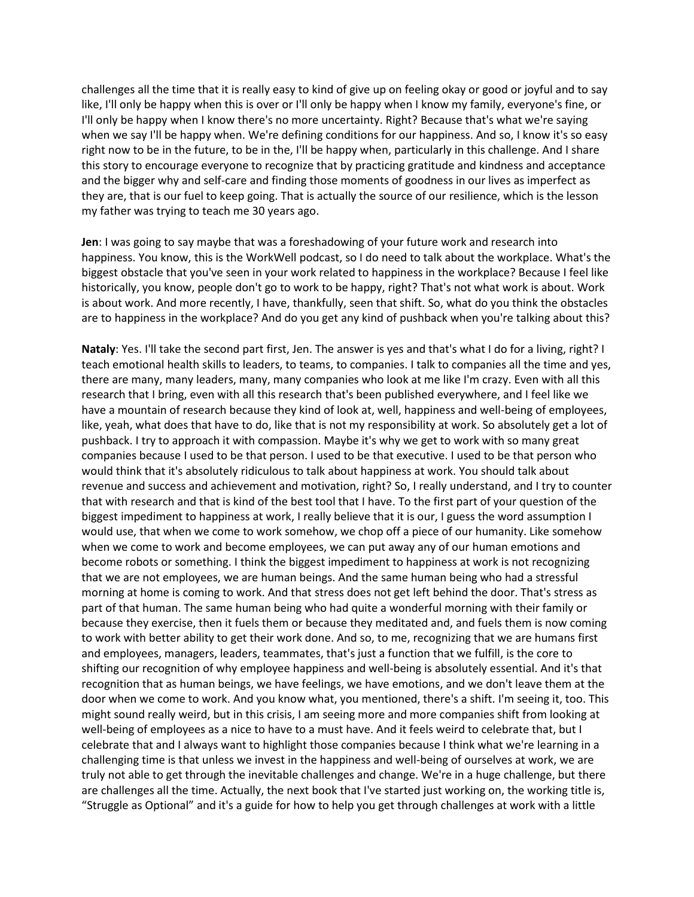challenges all the time that it is really easy to kind of give up on feeling okay or good or joyful and to say like, I'll only be happy when this is over or I'll only be happy when I know my family, everyone's fine, or I'll only be happy when I know there's no more uncertainty. Right? Because that's what we're saying when we say I'll be happy when. We're defining conditions for our happiness. And so, I know it's so easy right now to be in the future, to be in the, I'll be happy when, particularly in this challenge. And I share this story to encourage everyone to recognize that by practicing gratitude and kindness and acceptance and the bigger why and self-care and finding those moments of goodness in our lives as imperfect as they are, that is our fuel to keep going. That is actually the source of our resilience, which is the lesson my father was trying to teach me 30 years ago.

**Jen**: I was going to say maybe that was a foreshadowing of your future work and research into happiness. You know, this is the WorkWell podcast, so I do need to talk about the workplace. What's the biggest obstacle that you've seen in your work related to happiness in the workplace? Because I feel like historically, you know, people don't go to work to be happy, right? That's not what work is about. Work is about work. And more recently, I have, thankfully, seen that shift. So, what do you think the obstacles are to happiness in the workplace? And do you get any kind of pushback when you're talking about this?

**Nataly**: Yes. I'll take the second part first, Jen. The answer is yes and that's what I do for a living, right? I teach emotional health skills to leaders, to teams, to companies. I talk to companies all the time and yes, there are many, many leaders, many, many companies who look at me like I'm crazy. Even with all this research that I bring, even with all this research that's been published everywhere, and I feel like we have a mountain of research because they kind of look at, well, happiness and well-being of employees, like, yeah, what does that have to do, like that is not my responsibility at work. So absolutely get a lot of pushback. I try to approach it with compassion. Maybe it's why we get to work with so many great companies because I used to be that person. I used to be that executive. I used to be that person who would think that it's absolutely ridiculous to talk about happiness at work. You should talk about revenue and success and achievement and motivation, right? So, I really understand, and I try to counter that with research and that is kind of the best tool that I have. To the first part of your question of the biggest impediment to happiness at work, I really believe that it is our, I guess the word assumption I would use, that when we come to work somehow, we chop off a piece of our humanity. Like somehow when we come to work and become employees, we can put away any of our human emotions and become robots or something. I think the biggest impediment to happiness at work is not recognizing that we are not employees, we are human beings. And the same human being who had a stressful morning at home is coming to work. And that stress does not get left behind the door. That's stress as part of that human. The same human being who had quite a wonderful morning with their family or because they exercise, then it fuels them or because they meditated and, and fuels them is now coming to work with better ability to get their work done. And so, to me, recognizing that we are humans first and employees, managers, leaders, teammates, that's just a function that we fulfill, is the core to shifting our recognition of why employee happiness and well-being is absolutely essential. And it's that recognition that as human beings, we have feelings, we have emotions, and we don't leave them at the door when we come to work. And you know what, you mentioned, there's a shift. I'm seeing it, too. This might sound really weird, but in this crisis, I am seeing more and more companies shift from looking at well-being of employees as a nice to have to a must have. And it feels weird to celebrate that, but I celebrate that and I always want to highlight those companies because I think what we're learning in a challenging time is that unless we invest in the happiness and well-being of ourselves at work, we are truly not able to get through the inevitable challenges and change. We're in a huge challenge, but there are challenges all the time. Actually, the next book that I've started just working on, the working title is, "Struggle as Optional" and it's a guide for how to help you get through challenges at work with a little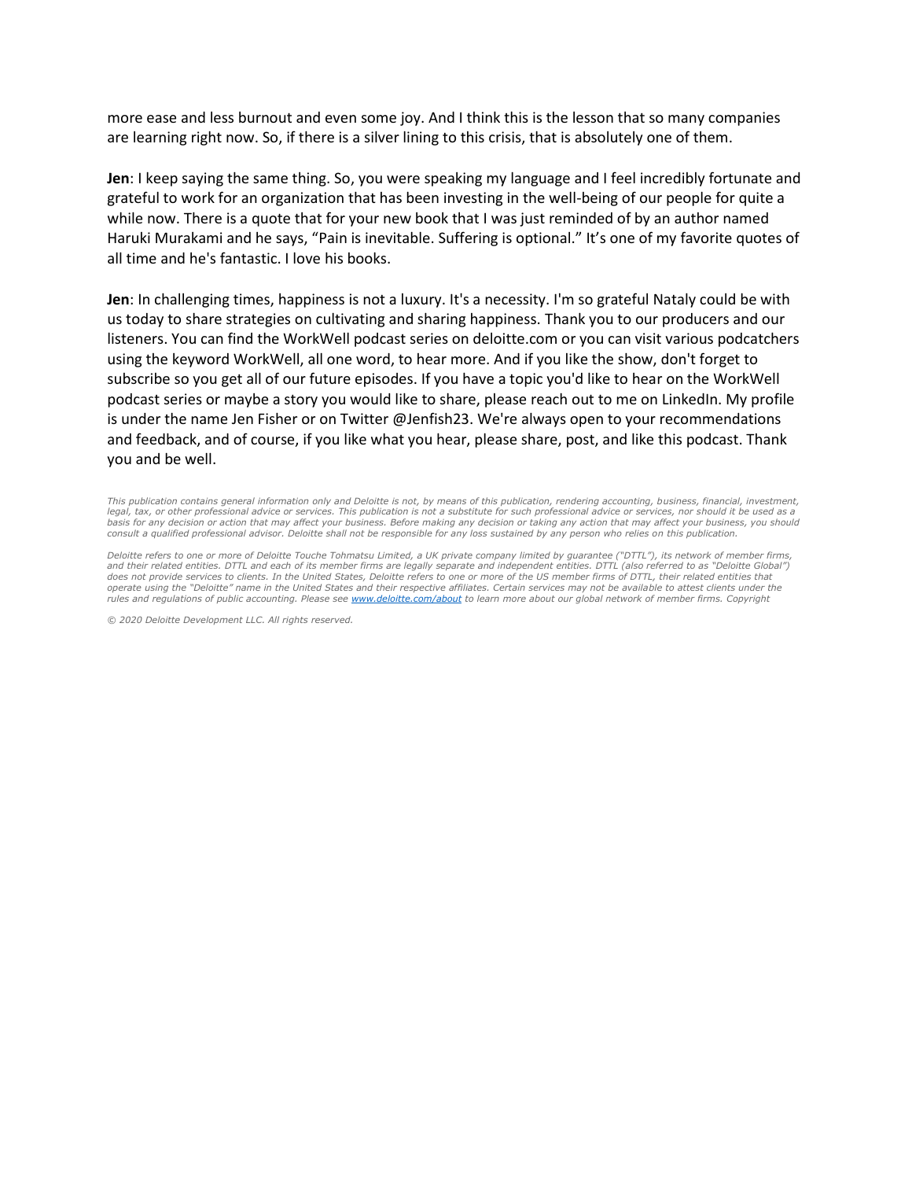more ease and less burnout and even some joy. And I think this is the lesson that so many companies are learning right now. So, if there is a silver lining to this crisis, that is absolutely one of them.

**Jen**: I keep saying the same thing. So, you were speaking my language and I feel incredibly fortunate and grateful to work for an organization that has been investing in the well-being of our people for quite a while now. There is a quote that for your new book that I was just reminded of by an author named Haruki Murakami and he says, "Pain is inevitable. Suffering is optional." It's one of my favorite quotes of all time and he's fantastic. I love his books.

**Jen**: In challenging times, happiness is not a luxury. It's a necessity. I'm so grateful Nataly could be with us today to share strategies on cultivating and sharing happiness. Thank you to our producers and our listeners. You can find the WorkWell podcast series on deloitte.com or you can visit various podcatchers using the keyword WorkWell, all one word, to hear more. And if you like the show, don't forget to subscribe so you get all of our future episodes. If you have a topic you'd like to hear on the WorkWell podcast series or maybe a story you would like to share, please reach out to me on LinkedIn. My profile is under the name Jen Fisher or on Twitter @Jenfish23. We're always open to your recommendations and feedback, and of course, if you like what you hear, please share, post, and like this podcast. Thank you and be well.

*This publication contains general information only and Deloitte is not, by means of this publication, rendering accounting, business, financial, investment, legal, tax, or other professional advice or services. This publication is not a substitute for such professional advice or services, nor should it be used as a basis for any decision or action that may affect your business. Before making any decision or taking any action that may affect your business, you should consult a qualified professional advisor. Deloitte shall not be responsible for any loss sustained by any person who relies on this publication.*

*Deloitte refers to one or more of Deloitte Touche Tohmatsu Limited, a UK private company limited by guarantee ("DTTL"), its network of member firms, and their related entities. DTTL and each of its member firms are legally separate and independent entities. DTTL (also referred to as "Deloitte Global") does not provide services to clients. In the United States, Deloitte refers to one or more of the US member firms of DTTL, their related entities that operate using the "Deloitte" name in the United States and their respective affiliates. Certain services may not be available to attest clients under the rules and regulations of public accounting. Please see [www.deloitte.com/about](www.deloitte.com/about) to learn more about our global network of member firms. Copyright*

*© 2020 Deloitte Development LLC. All rights reserved.*